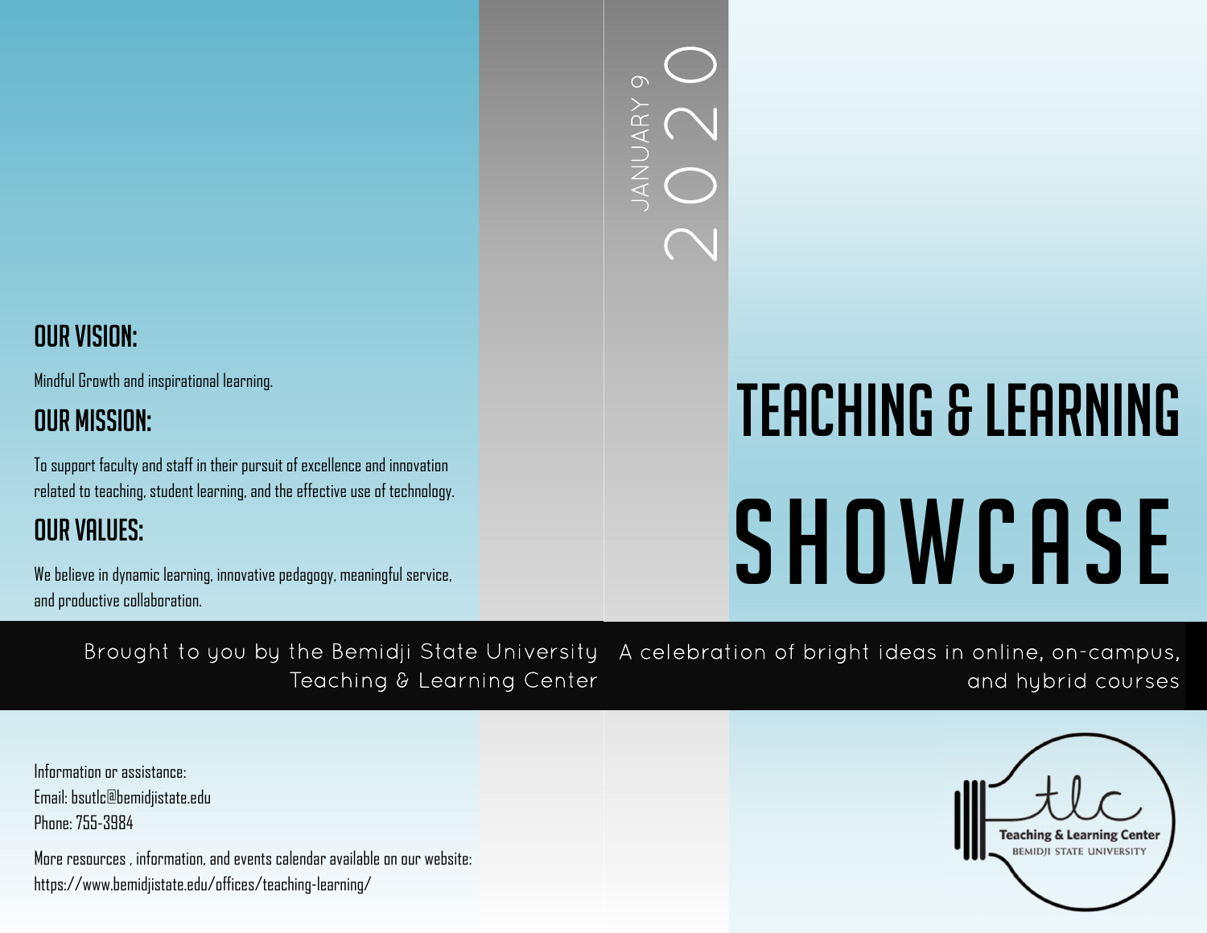# Teaching & Learning Showcase

January 9 2020

A celebration of bright ideas in online, on-campus, and hybrid courses

Brought to you by the Bemidji State University Teaching & Learning Center

## Our Vision:

Mindful Growth and inspirational learning.

## Our Mission:

To support faculty and staff in their pursuit of excellence and innovation related to teaching, student learning, and the effective use of technology.

## Our Values:

We believe in dynamic learning, innovative pedagogy, meaningful service, and productive collaboration.

Information or assistance:
Email: bsutlc@bemidjistate.edu
Phone: 755-3984

More resources , information, and events calendar available on our website:
https://www.bemidjistate.edu/offices/teaching-learning/

tlc
Teaching & Learning Center
Bemidji State University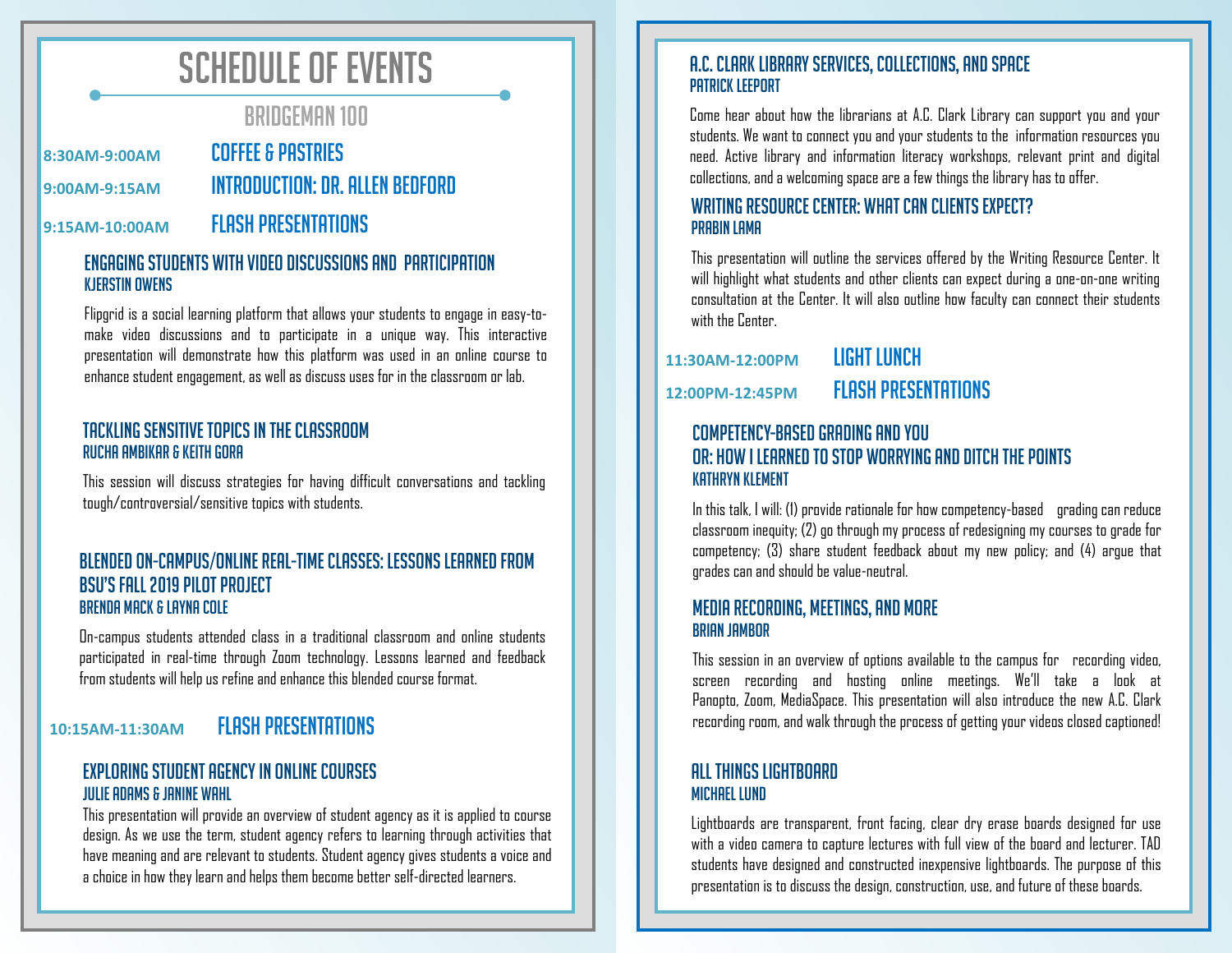# SCHEDULE OF EVENTS

## BRIDGEMAN 100

**8:30AM-9:00AM** — COFFEE & PASTRIES

**9:00AM-9:15AM** — INTRODUCTION: DR. ALLEN BEDFORD

**9:15AM-10:00AM** — FLASH PRESENTATIONS

### ENGAGING STUDENTS WITH VIDEO DISCUSSIONS AND PARTICIPATION
**KJERSTIN OWENS**

Flipgrid is a social learning platform that allows your students to engage in easy-to-make video discussions and to participate in a unique way. This interactive presentation will demonstrate how this platform was used in an online course to enhance student engagement, as well as discuss uses for in the classroom or lab.

### TACKLING SENSITIVE TOPICS IN THE CLASSROOM
**RUCHA AMBIKAR & KEITH GORA**

This session will discuss strategies for having difficult conversations and tackling tough/controversial/sensitive topics with students.

### BLENDED ON-CAMPUS/ONLINE REAL-TIME CLASSES: LESSONS LEARNED FROM BSU'S FALL 2019 PILOT PROJECT
**BRENDA MACK & LAYNA COLE**

On-campus students attended class in a traditional classroom and online students participated in real-time through Zoom technology. Lessons learned and feedback from students will help us refine and enhance this blended course format.

**10:15AM-11:30AM** — FLASH PRESENTATIONS

### EXPLORING STUDENT AGENCY IN ONLINE COURSES
**JULIE ADAMS & JANINE WAHL**

This presentation will provide an overview of student agency as it is applied to course design. As we use the term, student agency refers to learning through activities that have meaning and are relevant to students. Student agency gives students a voice and a choice in how they learn and helps them become better self-directed learners.

### A.C. CLARK LIBRARY SERVICES, COLLECTIONS, AND SPACE
**PATRICK LEEPORT**

Come hear about how the librarians at A.C. Clark Library can support you and your students. We want to connect you and your students to the information resources you need. Active library and information literacy workshops, relevant print and digital collections, and a welcoming space are a few things the library has to offer.

### WRITING RESOURCE CENTER: WHAT CAN CLIENTS EXPECT?
**PRABIN LAMA**

This presentation will outline the services offered by the Writing Resource Center. It will highlight what students and other clients can expect during a one-on-one writing consultation at the Center. It will also outline how faculty can connect their students with the Center.

**11:30AM-12:00PM** — LIGHT LUNCH

**12:00PM-12:45PM** — FLASH PRESENTATIONS

### COMPETENCY-BASED GRADING AND YOU OR: HOW I LEARNED TO STOP WORRYING AND DITCH THE POINTS
**KATHRYN KLEMENT**

In this talk, I will: (1) provide rationale for how competency-based grading can reduce classroom inequity; (2) go through my process of redesigning my courses to grade for competency; (3) share student feedback about my new policy; and (4) argue that grades can and should be value-neutral.

### MEDIA RECORDING, MEETINGS, AND MORE
**BRIAN JAMBOR**

This session in an overview of options available to the campus for recording video, screen recording and hosting online meetings. We'll take a look at Panopto, Zoom, MediaSpace. This presentation will also introduce the new A.C. Clark recording room, and walk through the process of getting your videos closed captioned!

### ALL THINGS LIGHTBOARD
**MICHAEL LUND**

Lightboards are transparent, front facing, clear dry erase boards designed for use with a video camera to capture lectures with full view of the board and lecturer. TAD students have designed and constructed inexpensive lightboards. The purpose of this presentation is to discuss the design, construction, use, and future of these boards.